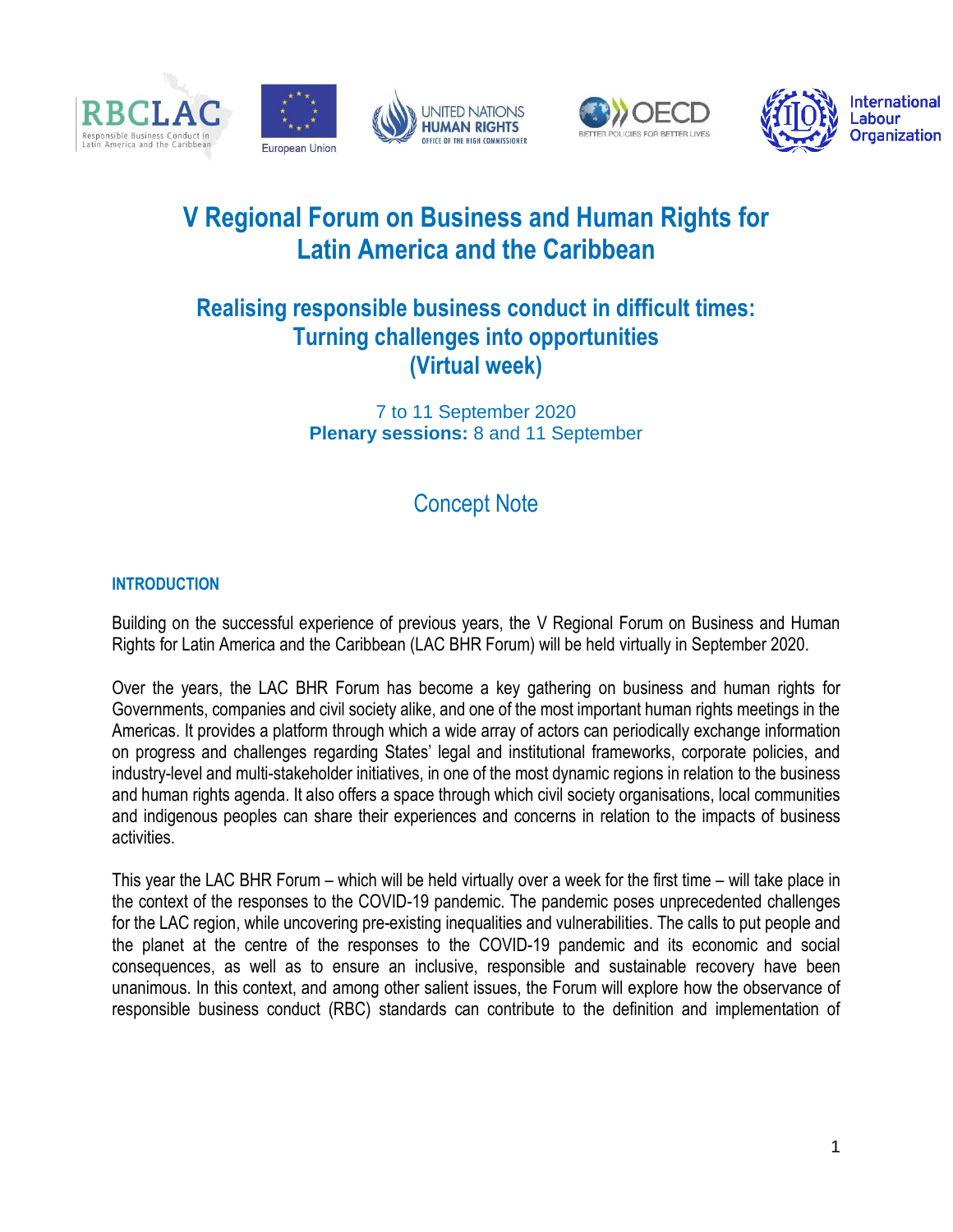# V Regional Forum on Business and Human Rights for Latin America and the Caribbean

## Realising responsible business conduct in difficult times: Turning challenges into opportunities (Virtual week)

7 to 11 September 2020
**Plenary sessions:** 8 and 11 September

## Concept Note

### INTRODUCTION

Building on the successful experience of previous years, the V Regional Forum on Business and Human Rights for Latin America and the Caribbean (LAC BHR Forum) will be held virtually in September 2020.

Over the years, the LAC BHR Forum has become a key gathering on business and human rights for Governments, companies and civil society alike, and one of the most important human rights meetings in the Americas. It provides a platform through which a wide array of actors can periodically exchange information on progress and challenges regarding States' legal and institutional frameworks, corporate policies, and industry-level and multi-stakeholder initiatives, in one of the most dynamic regions in relation to the business and human rights agenda. It also offers a space through which civil society organisations, local communities and indigenous peoples can share their experiences and concerns in relation to the impacts of business activities.

This year the LAC BHR Forum – which will be held virtually over a week for the first time – will take place in the context of the responses to the COVID-19 pandemic. The pandemic poses unprecedented challenges for the LAC region, while uncovering pre-existing inequalities and vulnerabilities. The calls to put people and the planet at the centre of the responses to the COVID-19 pandemic and its economic and social consequences, as well as to ensure an inclusive, responsible and sustainable recovery have been unanimous. In this context, and among other salient issues, the Forum will explore how the observance of responsible business conduct (RBC) standards can contribute to the definition and implementation of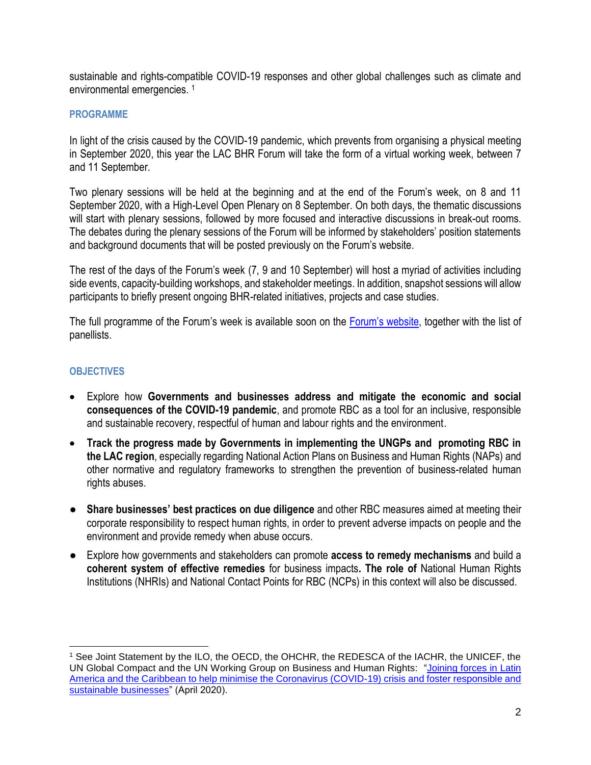sustainable and rights-compatible COVID-19 responses and other global challenges such as climate and environmental emergencies. [1]

## PROGRAMME

In light of the crisis caused by the COVID-19 pandemic, which prevents from organising a physical meeting in September 2020, this year the LAC BHR Forum will take the form of a virtual working week, between 7 and 11 September.

Two plenary sessions will be held at the beginning and at the end of the Forum's week, on 8 and 11 September 2020, with a High-Level Open Plenary on 8 September. On both days, the thematic discussions will start with plenary sessions, followed by more focused and interactive discussions in break-out rooms. The debates during the plenary sessions of the Forum will be informed by stakeholders' position statements and background documents that will be posted previously on the Forum's website.

The rest of the days of the Forum's week (7, 9 and 10 September) will host a myriad of activities including side events, capacity-building workshops, and stakeholder meetings. In addition, snapshot sessions will allow participants to briefly present ongoing BHR-related initiatives, projects and case studies.

The full programme of the Forum's week is available soon on the Forum's website, together with the list of panellists.

## OBJECTIVES

- Explore how **Governments and businesses address and mitigate the economic and social consequences of the COVID-19 pandemic**, and promote RBC as a tool for an inclusive, responsible and sustainable recovery, respectful of human and labour rights and the environment.
- **Track the progress made by Governments in implementing the UNGPs and promoting RBC in the LAC region**, especially regarding National Action Plans on Business and Human Rights (NAPs) and other normative and regulatory frameworks to strengthen the prevention of business-related human rights abuses.
- **Share businesses' best practices on due diligence** and other RBC measures aimed at meeting their corporate responsibility to respect human rights, in order to prevent adverse impacts on people and the environment and provide remedy when abuse occurs.
- Explore how governments and stakeholders can promote **access to remedy mechanisms** and build a **coherent system of effective remedies** for business impacts**. The role of** National Human Rights Institutions (NHRIs) and National Contact Points for RBC (NCPs) in this context will also be discussed.

---

[1] See Joint Statement by the ILO, the OECD, the OHCHR, the REDESCA of the IACHR, the UNICEF, the UN Global Compact and the UN Working Group on Business and Human Rights: "Joining forces in Latin America and the Caribbean to help minimise the Coronavirus (COVID-19) crisis and foster responsible and sustainable businesses" (April 2020).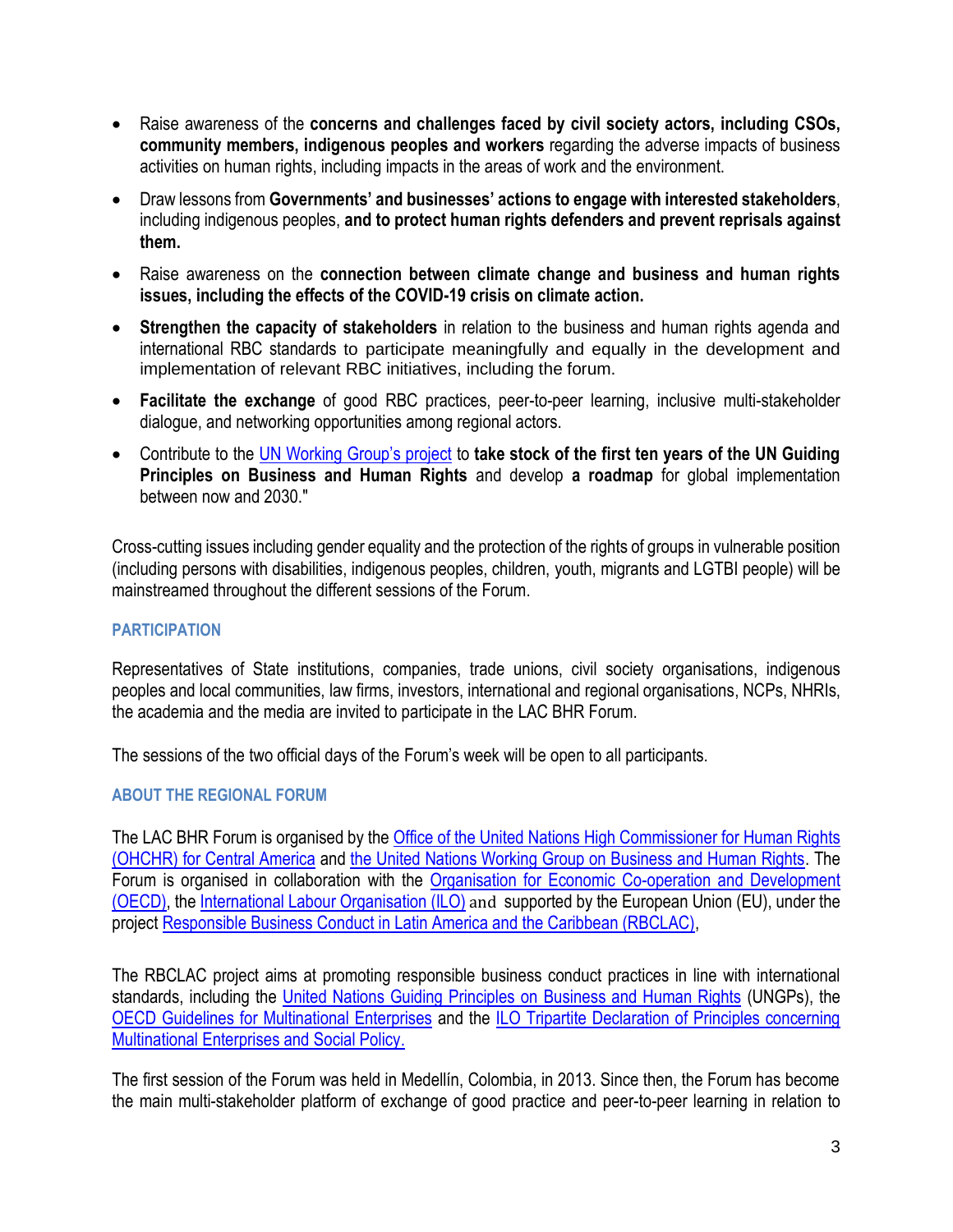- Raise awareness of the **concerns and challenges faced by civil society actors, including CSOs, community members, indigenous peoples and workers** regarding the adverse impacts of business activities on human rights, including impacts in the areas of work and the environment.
- Draw lessons from **Governments' and businesses' actions to engage with interested stakeholders**, including indigenous peoples, **and to protect human rights defenders and prevent reprisals against them.**
- Raise awareness on the **connection between climate change and business and human rights issues, including the effects of the COVID-19 crisis on climate action.**
- **Strengthen the capacity of stakeholders** in relation to the business and human rights agenda and international RBC standards to participate meaningfully and equally in the development and implementation of relevant RBC initiatives, including the forum.
- **Facilitate the exchange** of good RBC practices, peer-to-peer learning, inclusive multi-stakeholder dialogue, and networking opportunities among regional actors.
- Contribute to the UN Working Group's project to **take stock of the first ten years of the UN Guiding Principles on Business and Human Rights** and develop **a roadmap** for global implementation between now and 2030."

Cross-cutting issues including gender equality and the protection of the rights of groups in vulnerable position (including persons with disabilities, indigenous peoples, children, youth, migrants and LGTBI people) will be mainstreamed throughout the different sessions of the Forum.

### PARTICIPATION

Representatives of State institutions, companies, trade unions, civil society organisations, indigenous peoples and local communities, law firms, investors, international and regional organisations, NCPs, NHRIs, the academia and the media are invited to participate in the LAC BHR Forum.

The sessions of the two official days of the Forum's week will be open to all participants.

### ABOUT THE REGIONAL FORUM

The LAC BHR Forum is organised by the Office of the United Nations High Commissioner for Human Rights (OHCHR) for Central America and the United Nations Working Group on Business and Human Rights. The Forum is organised in collaboration with the Organisation for Economic Co-operation and Development (OECD), the International Labour Organisation (ILO) and supported by the European Union (EU), under the project Responsible Business Conduct in Latin America and the Caribbean (RBCLAC),

The RBCLAC project aims at promoting responsible business conduct practices in line with international standards, including the United Nations Guiding Principles on Business and Human Rights (UNGPs), the OECD Guidelines for Multinational Enterprises and the ILO Tripartite Declaration of Principles concerning Multinational Enterprises and Social Policy.

The first session of the Forum was held in Medellín, Colombia, in 2013. Since then, the Forum has become the main multi-stakeholder platform of exchange of good practice and peer-to-peer learning in relation to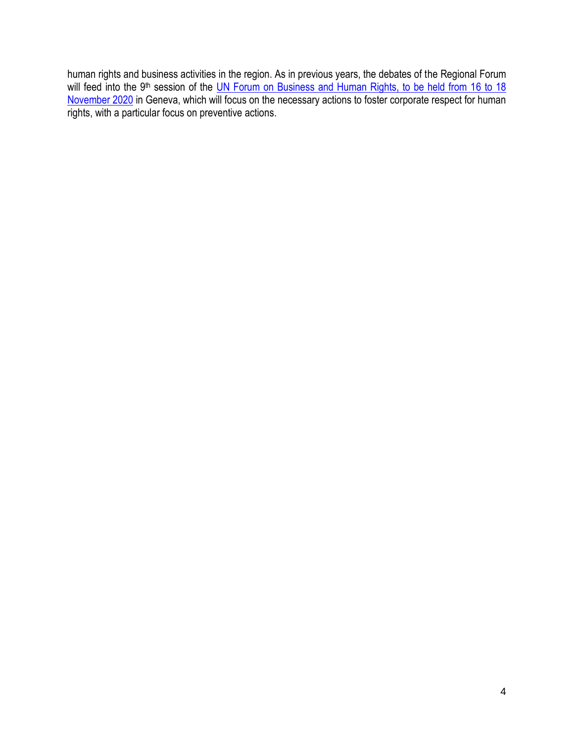human rights and business activities in the region. As in previous years, the debates of the Regional Forum will feed into the 9th session of the UN Forum on Business and Human Rights, to be held from 16 to 18 November 2020 in Geneva, which will focus on the necessary actions to foster corporate respect for human rights, with a particular focus on preventive actions.